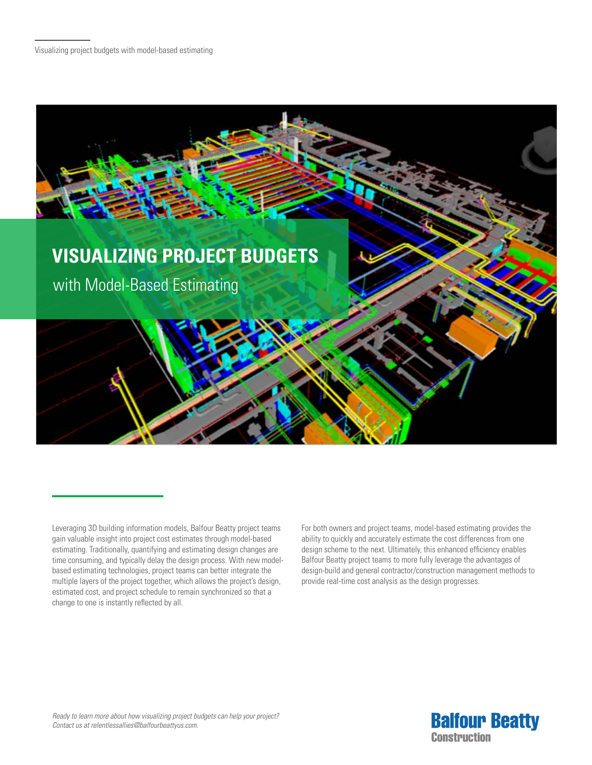# VISUALIZING PROJECT BUDGETS

## with Model-Based Estimating

Leveraging 3D building information models, Balfour Beatty project teams gain valuable insight into project cost estimates through model-based estimating. Traditionally, quantifying and estimating design changes are time consuming, and typically delay the design process. With new model-based estimating technologies, project teams can better integrate the multiple layers of the project together, which allows the project's design, estimated cost, and project schedule to remain synchronized so that a change to one is instantly reflected by all.

For both owners and project teams, model-based estimating provides the ability to quickly and accurately estimate the cost differences from one design scheme to the next. Ultimately, this enhanced efficiency enables Balfour Beatty project teams to more fully leverage the advantages of design-build and general contractor/construction management methods to provide real-time cost analysis as the design progresses.

*Ready to learn more about how visualizing project budgets can help your project? Contact us at relentlessallies@balfourbeattyus.com.*

**Balfour Beatty**
**Construction**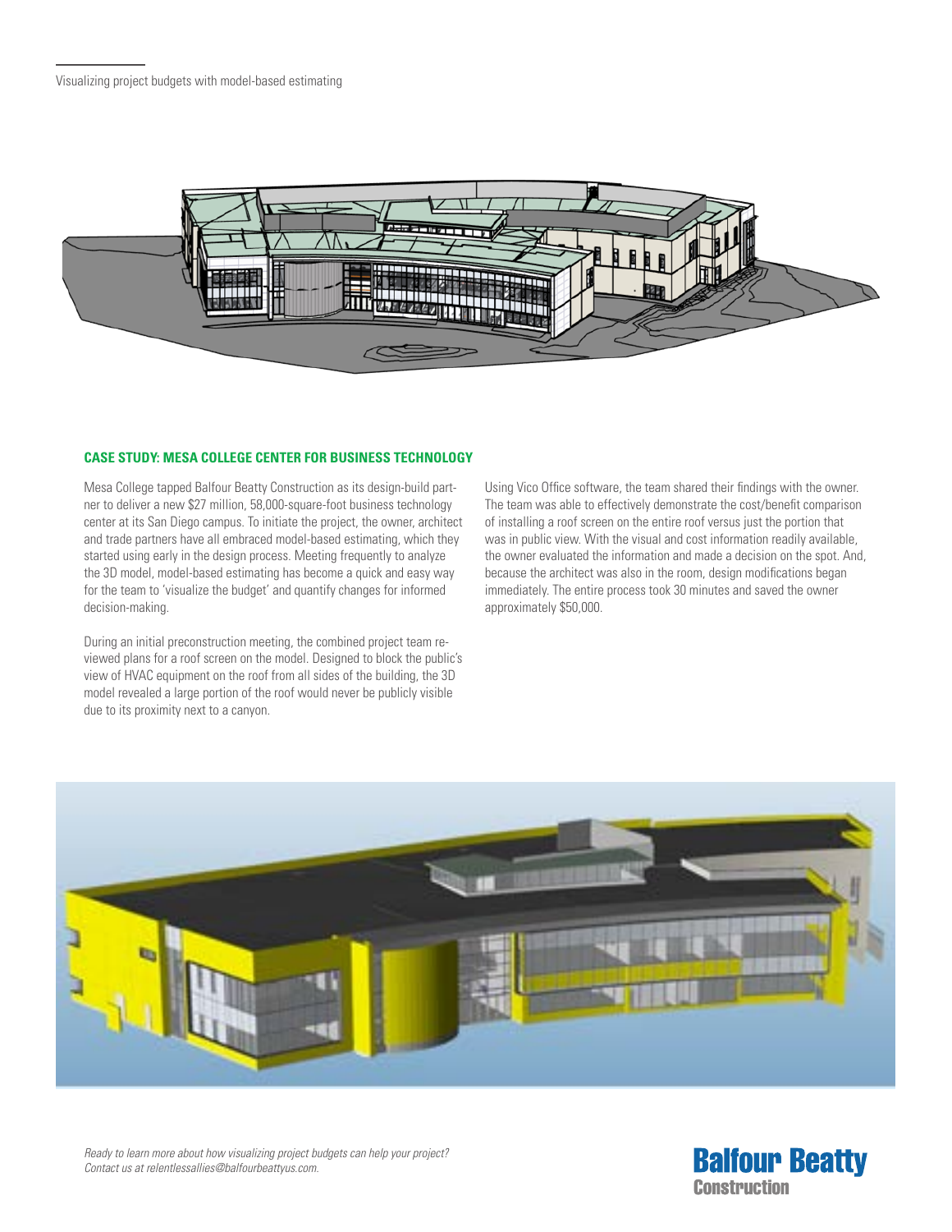## CASE STUDY: MESA COLLEGE CENTER FOR BUSINESS TECHNOLOGY

Mesa College tapped Balfour Beatty Construction as its design-build partner to deliver a new $27 million, 58,000-square-foot business technology center at its San Diego campus. To initiate the project, the owner, architect and trade partners have all embraced model-based estimating, which they started using early in the design process. Meeting frequently to analyze the 3D model, model-based estimating has become a quick and easy way for the team to 'visualize the budget' and quantify changes for informed decision-making.

During an initial preconstruction meeting, the combined project team reviewed plans for a roof screen on the model. Designed to block the public's view of HVAC equipment on the roof from all sides of the building, the 3D model revealed a large portion of the roof would never be publicly visible due to its proximity next to a canyon.

Using Vico Office software, the team shared their findings with the owner. The team was able to effectively demonstrate the cost/benefit comparison of installing a roof screen on the entire roof versus just the portion that was in public view. With the visual and cost information readily available, the owner evaluated the information and made a decision on the spot. And, because the architect was also in the room, design modifications began immediately. The entire process took 30 minutes and saved the owner approximately $50,000.

*Ready to learn more about how visualizing project budgets can help your project? Contact us at relentlessallies@balfourbeattyus.com.*

**Balfour Beatty Construction**